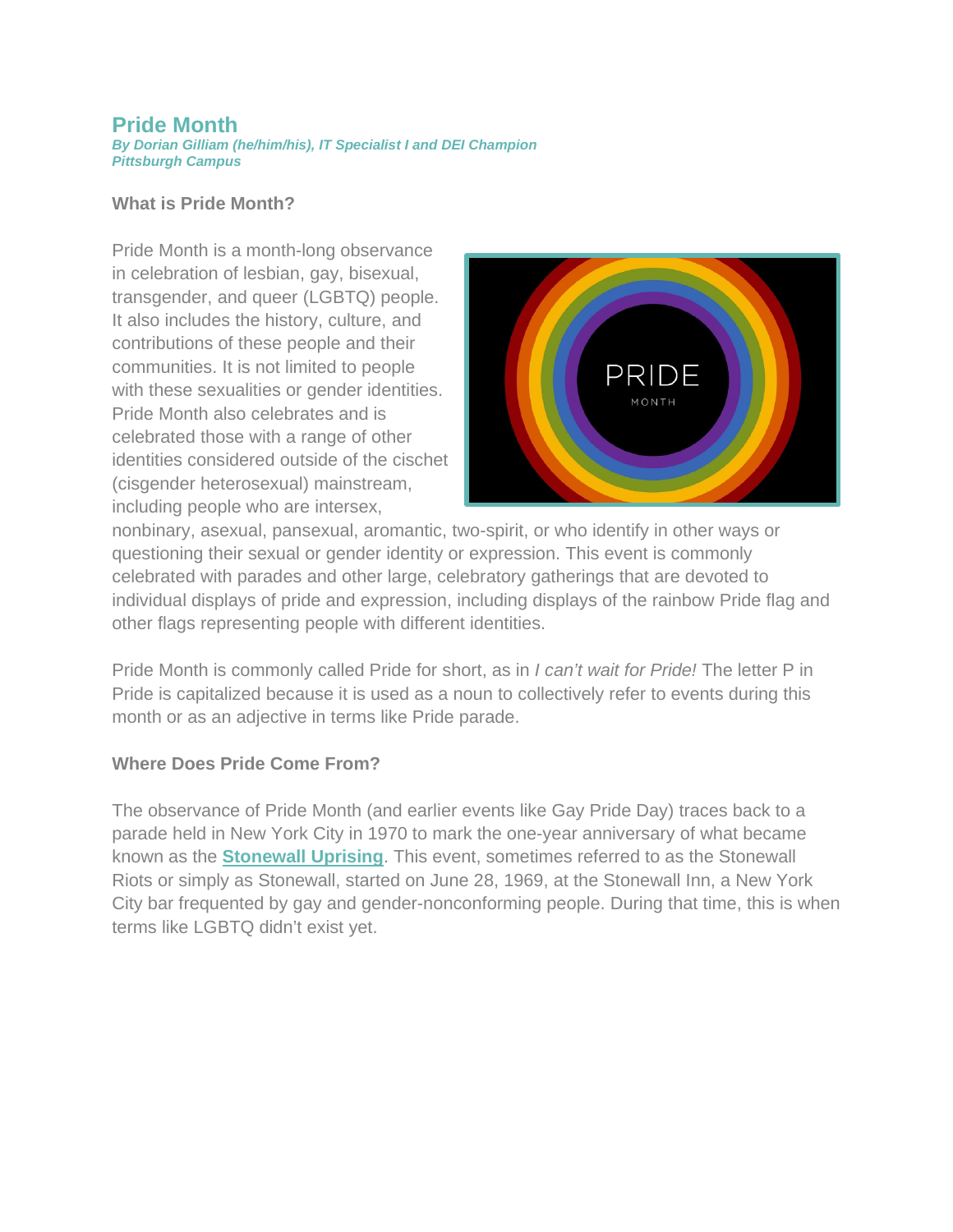# Pride Month

***By Dorian Gilliam (he/him/his), IT Specialist I and DEI Champion***
***Pittsburgh Campus***

**What is Pride Month?**

Pride Month is a month-long observance in celebration of lesbian, gay, bisexual, transgender, and queer (LGBTQ) people. It also includes the history, culture, and contributions of these people and their communities. It is not limited to people with these sexualities or gender identities. Pride Month also celebrates and is celebrated those with a range of other identities considered outside of the cischet (cisgender heterosexual) mainstream, including people who are intersex, nonbinary, asexual, pansexual, aromantic, two-spirit, or who identify in other ways or questioning their sexual or gender identity or expression. This event is commonly celebrated with parades and other large, celebratory gatherings that are devoted to individual displays of pride and expression, including displays of the rainbow Pride flag and other flags representing people with different identities.

Pride Month is commonly called Pride for short, as in *I can't wait for Pride!* The letter P in Pride is capitalized because it is used as a noun to collectively refer to events during this month or as an adjective in terms like Pride parade.

**Where Does Pride Come From?**

The observance of Pride Month (and earlier events like Gay Pride Day) traces back to a parade held in New York City in 1970 to mark the one-year anniversary of what became known as the **Stonewall Uprising**. This event, sometimes referred to as the Stonewall Riots or simply as Stonewall, started on June 28, 1969, at the Stonewall Inn, a New York City bar frequented by gay and gender-nonconforming people. During that time, this is when terms like LGBTQ didn't exist yet.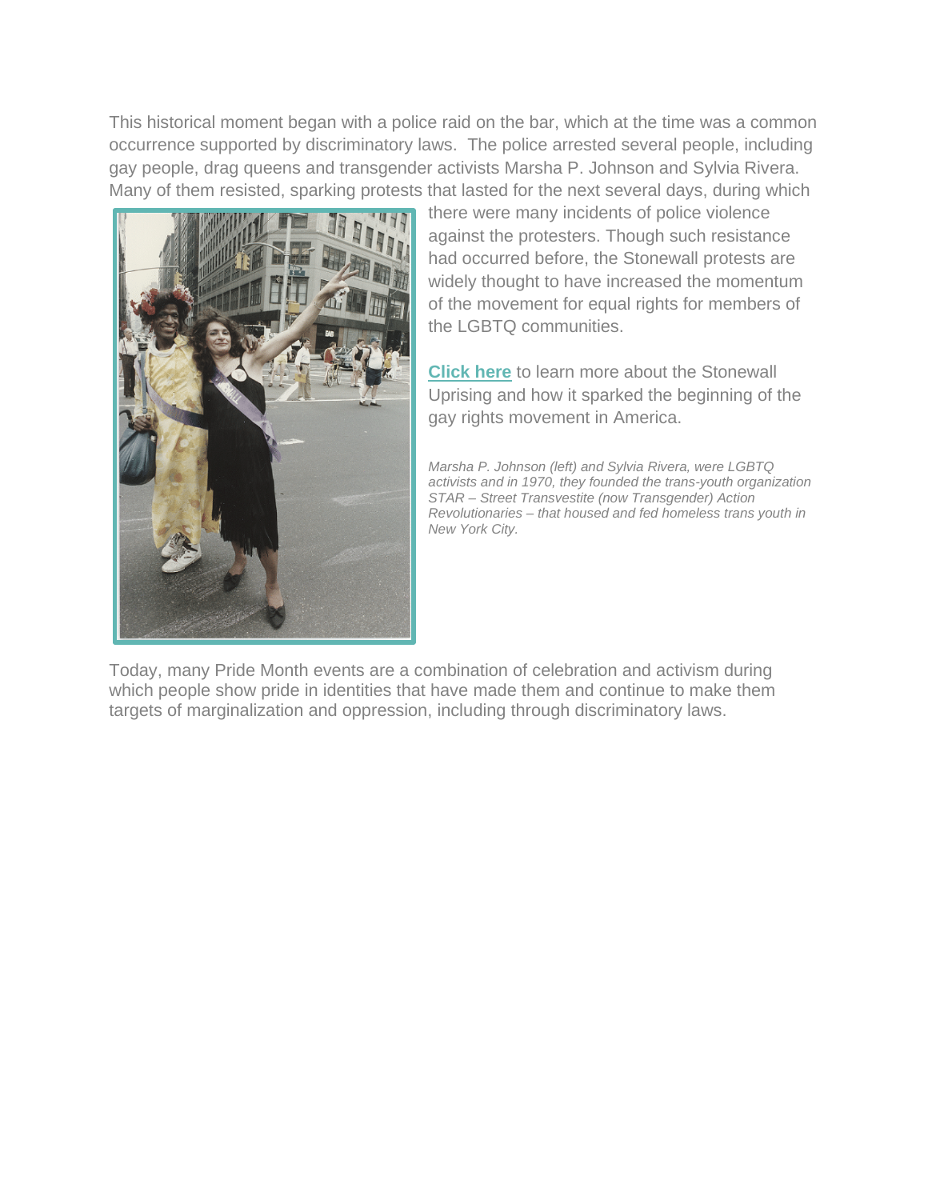This historical moment began with a police raid on the bar, which at the time was a common occurrence supported by discriminatory laws. The police arrested several people, including gay people, drag queens and transgender activists Marsha P. Johnson and Sylvia Rivera. Many of them resisted, sparking protests that lasted for the next several days, during which there were many incidents of police violence against the protesters. Though such resistance had occurred before, the Stonewall protests are widely thought to have increased the momentum of the movement for equal rights for members of the LGBTQ communities.

**Click here** to learn more about the Stonewall Uprising and how it sparked the beginning of the gay rights movement in America.

*Marsha P. Johnson (left) and Sylvia Rivera, were LGBTQ activists and in 1970, they founded the trans-youth organization STAR – Street Transvestite (now Transgender) Action Revolutionaries – that housed and fed homeless trans youth in New York City.*

Today, many Pride Month events are a combination of celebration and activism during which people show pride in identities that have made them and continue to make them targets of marginalization and oppression, including through discriminatory laws.